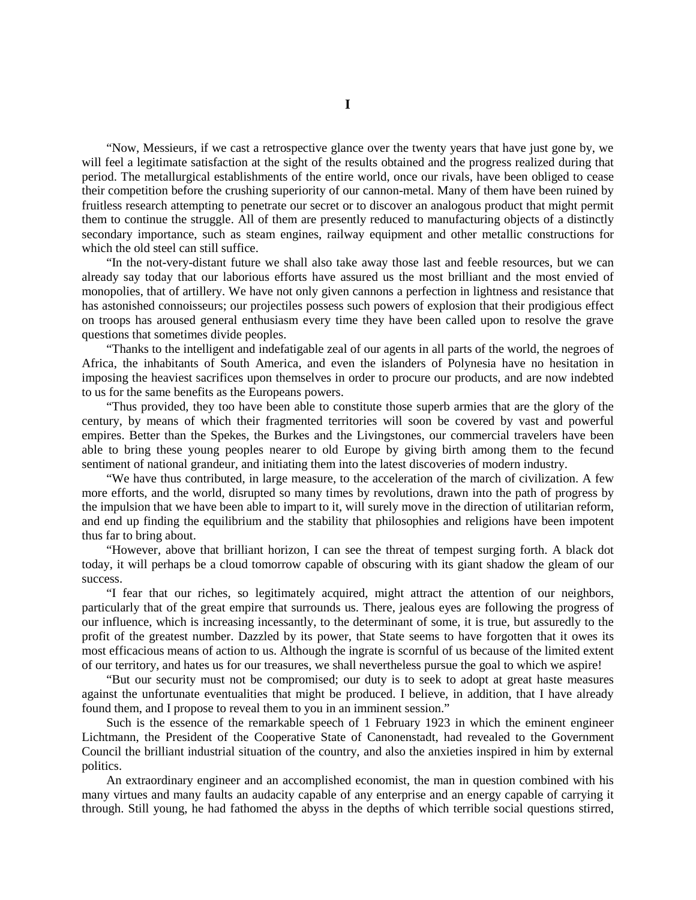# I

"Now, Messieurs, if we cast a retrospective glance over the twenty years that have just gone by, we will feel a legitimate satisfaction at the sight of the results obtained and the progress realized during that period. The metallurgical establishments of the entire world, once our rivals, have been obliged to cease their competition before the crushing superiority of our cannon-metal. Many of them have been ruined by fruitless research attempting to penetrate our secret or to discover an analogous product that might permit them to continue the struggle. All of them are presently reduced to manufacturing objects of a distinctly secondary importance, such as steam engines, railway equipment and other metallic constructions for which the old steel can still suffice.

"In the not-very-distant future we shall also take away those last and feeble resources, but we can already say today that our laborious efforts have assured us the most brilliant and the most envied of monopolies, that of artillery. We have not only given cannons a perfection in lightness and resistance that has astonished connoisseurs; our projectiles possess such powers of explosion that their prodigious effect on troops has aroused general enthusiasm every time they have been called upon to resolve the grave questions that sometimes divide peoples.

"Thanks to the intelligent and indefatigable zeal of our agents in all parts of the world, the negroes of Africa, the inhabitants of South America, and even the islanders of Polynesia have no hesitation in imposing the heaviest sacrifices upon themselves in order to procure our products, and are now indebted to us for the same benefits as the Europeans powers.

"Thus provided, they too have been able to constitute those superb armies that are the glory of the century, by means of which their fragmented territories will soon be covered by vast and powerful empires. Better than the Spekes, the Burkes and the Livingstones, our commercial travelers have been able to bring these young peoples nearer to old Europe by giving birth among them to the fecund sentiment of national grandeur, and initiating them into the latest discoveries of modern industry.

"We have thus contributed, in large measure, to the acceleration of the march of civilization. A few more efforts, and the world, disrupted so many times by revolutions, drawn into the path of progress by the impulsion that we have been able to impart to it, will surely move in the direction of utilitarian reform, and end up finding the equilibrium and the stability that philosophies and religions have been impotent thus far to bring about.

"However, above that brilliant horizon, I can see the threat of tempest surging forth. A black dot today, it will perhaps be a cloud tomorrow capable of obscuring with its giant shadow the gleam of our success.

"I fear that our riches, so legitimately acquired, might attract the attention of our neighbors, particularly that of the great empire that surrounds us. There, jealous eyes are following the progress of our influence, which is increasing incessantly, to the determinant of some, it is true, but assuredly to the profit of the greatest number. Dazzled by its power, that State seems to have forgotten that it owes its most efficacious means of action to us. Although the ingrate is scornful of us because of the limited extent of our territory, and hates us for our treasures, we shall nevertheless pursue the goal to which we aspire!

"But our security must not be compromised; our duty is to seek to adopt at great haste measures against the unfortunate eventualities that might be produced. I believe, in addition, that I have already found them, and I propose to reveal them to you in an imminent session."

Such is the essence of the remarkable speech of 1 February 1923 in which the eminent engineer Lichtmann, the President of the Cooperative State of Canonenstadt, had revealed to the Government Council the brilliant industrial situation of the country, and also the anxieties inspired in him by external politics.

An extraordinary engineer and an accomplished economist, the man in question combined with his many virtues and many faults an audacity capable of any enterprise and an energy capable of carrying it through. Still young, he had fathomed the abyss in the depths of which terrible social questions stirred,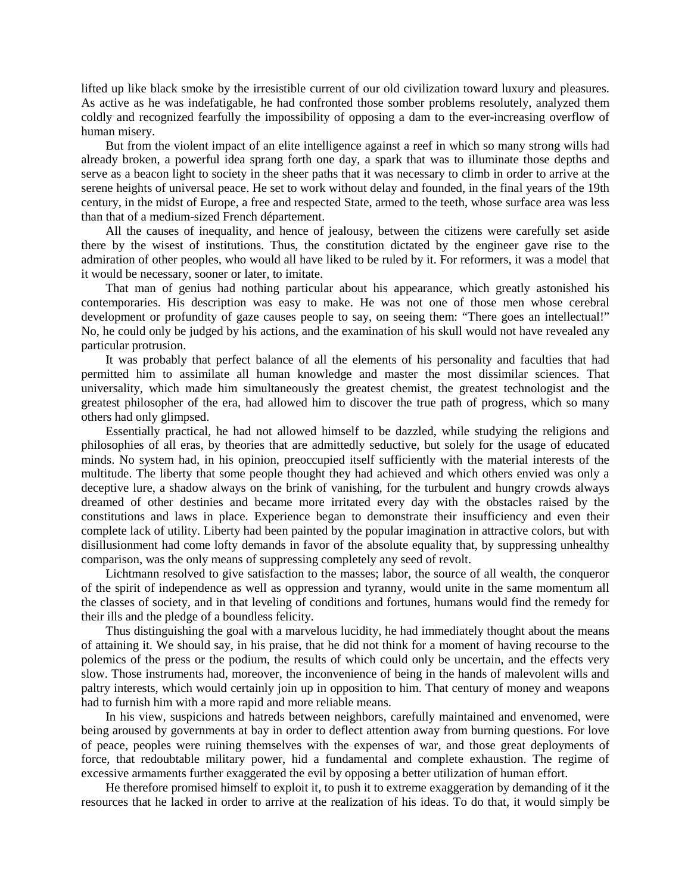lifted up like black smoke by the irresistible current of our old civilization toward luxury and pleasures. As active as he was indefatigable, he had confronted those somber problems resolutely, analyzed them coldly and recognized fearfully the impossibility of opposing a dam to the ever-increasing overflow of human misery.

But from the violent impact of an elite intelligence against a reef in which so many strong wills had already broken, a powerful idea sprang forth one day, a spark that was to illuminate those depths and serve as a beacon light to society in the sheer paths that it was necessary to climb in order to arrive at the serene heights of universal peace. He set to work without delay and founded, in the final years of the 19th century, in the midst of Europe, a free and respected State, armed to the teeth, whose surface area was less than that of a medium-sized French département.

All the causes of inequality, and hence of jealousy, between the citizens were carefully set aside there by the wisest of institutions. Thus, the constitution dictated by the engineer gave rise to the admiration of other peoples, who would all have liked to be ruled by it. For reformers, it was a model that it would be necessary, sooner or later, to imitate.

That man of genius had nothing particular about his appearance, which greatly astonished his contemporaries. His description was easy to make. He was not one of those men whose cerebral development or profundity of gaze causes people to say, on seeing them: "There goes an intellectual!" No, he could only be judged by his actions, and the examination of his skull would not have revealed any particular protrusion.

It was probably that perfect balance of all the elements of his personality and faculties that had permitted him to assimilate all human knowledge and master the most dissimilar sciences. That universality, which made him simultaneously the greatest chemist, the greatest technologist and the greatest philosopher of the era, had allowed him to discover the true path of progress, which so many others had only glimpsed.

Essentially practical, he had not allowed himself to be dazzled, while studying the religions and philosophies of all eras, by theories that are admittedly seductive, but solely for the usage of educated minds. No system had, in his opinion, preoccupied itself sufficiently with the material interests of the multitude. The liberty that some people thought they had achieved and which others envied was only a deceptive lure, a shadow always on the brink of vanishing, for the turbulent and hungry crowds always dreamed of other destinies and became more irritated every day with the obstacles raised by the constitutions and laws in place. Experience began to demonstrate their insufficiency and even their complete lack of utility. Liberty had been painted by the popular imagination in attractive colors, but with disillusionment had come lofty demands in favor of the absolute equality that, by suppressing unhealthy comparison, was the only means of suppressing completely any seed of revolt.

Lichtmann resolved to give satisfaction to the masses; labor, the source of all wealth, the conqueror of the spirit of independence as well as oppression and tyranny, would unite in the same momentum all the classes of society, and in that leveling of conditions and fortunes, humans would find the remedy for their ills and the pledge of a boundless felicity.

Thus distinguishing the goal with a marvelous lucidity, he had immediately thought about the means of attaining it. We should say, in his praise, that he did not think for a moment of having recourse to the polemics of the press or the podium, the results of which could only be uncertain, and the effects very slow. Those instruments had, moreover, the inconvenience of being in the hands of malevolent wills and paltry interests, which would certainly join up in opposition to him. That century of money and weapons had to furnish him with a more rapid and more reliable means.

In his view, suspicions and hatreds between neighbors, carefully maintained and envenomed, were being aroused by governments at bay in order to deflect attention away from burning questions. For love of peace, peoples were ruining themselves with the expenses of war, and those great deployments of force, that redoubtable military power, hid a fundamental and complete exhaustion. The regime of excessive armaments further exaggerated the evil by opposing a better utilization of human effort.

He therefore promised himself to exploit it, to push it to extreme exaggeration by demanding of it the resources that he lacked in order to arrive at the realization of his ideas. To do that, it would simply be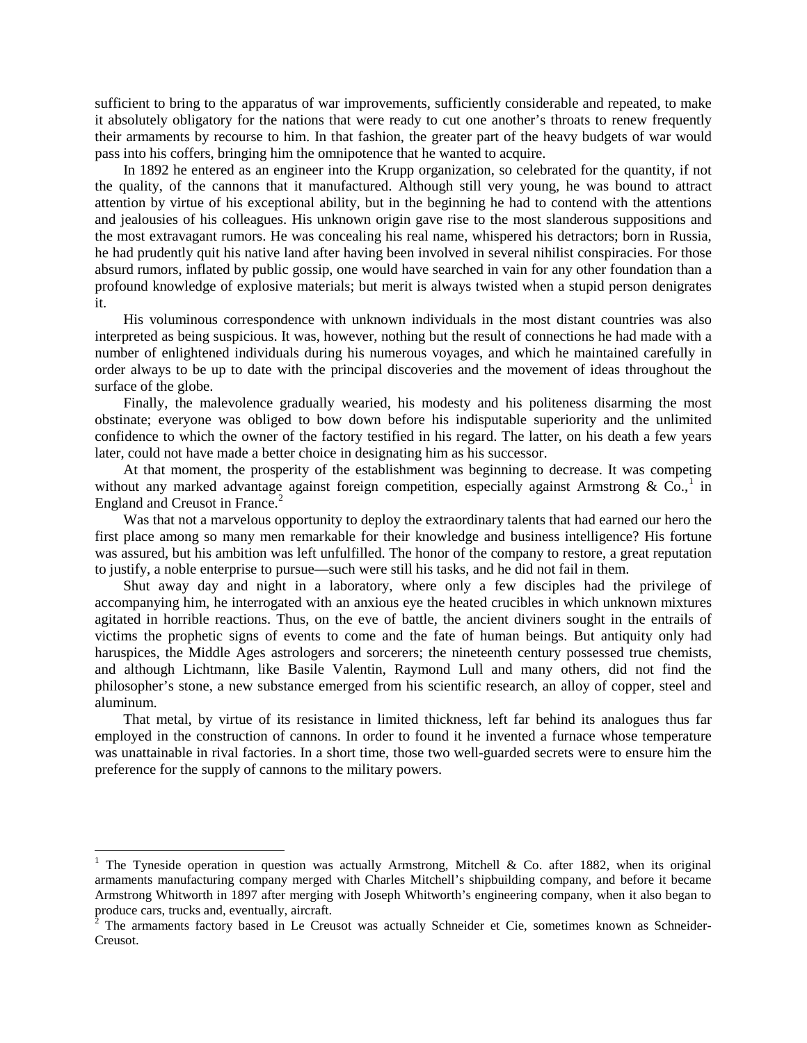sufficient to bring to the apparatus of war improvements, sufficiently considerable and repeated, to make it absolutely obligatory for the nations that were ready to cut one another's throats to renew frequently their armaments by recourse to him. In that fashion, the greater part of the heavy budgets of war would pass into his coffers, bringing him the omnipotence that he wanted to acquire.

In 1892 he entered as an engineer into the Krupp organization, so celebrated for the quantity, if not the quality, of the cannons that it manufactured. Although still very young, he was bound to attract attention by virtue of his exceptional ability, but in the beginning he had to contend with the attentions and jealousies of his colleagues. His unknown origin gave rise to the most slanderous suppositions and the most extravagant rumors. He was concealing his real name, whispered his detractors; born in Russia, he had prudently quit his native land after having been involved in several nihilist conspiracies. For those absurd rumors, inflated by public gossip, one would have searched in vain for any other foundation than a profound knowledge of explosive materials; but merit is always twisted when a stupid person denigrates it.

His voluminous correspondence with unknown individuals in the most distant countries was also interpreted as being suspicious. It was, however, nothing but the result of connections he had made with a number of enlightened individuals during his numerous voyages, and which he maintained carefully in order always to be up to date with the principal discoveries and the movement of ideas throughout the surface of the globe.

Finally, the malevolence gradually wearied, his modesty and his politeness disarming the most obstinate; everyone was obliged to bow down before his indisputable superiority and the unlimited confidence to which the owner of the factory testified in his regard. The latter, on his death a few years later, could not have made a better choice in designating him as his successor.

At that moment, the prosperity of the establishment was beginning to decrease. It was competing without any marked advantage against foreign competition, especially against Armstrong & Co.,[1] in England and Creusot in France.[2]

Was that not a marvelous opportunity to deploy the extraordinary talents that had earned our hero the first place among so many men remarkable for their knowledge and business intelligence? His fortune was assured, but his ambition was left unfulfilled. The honor of the company to restore, a great reputation to justify, a noble enterprise to pursue—such were still his tasks, and he did not fail in them.

Shut away day and night in a laboratory, where only a few disciples had the privilege of accompanying him, he interrogated with an anxious eye the heated crucibles in which unknown mixtures agitated in horrible reactions. Thus, on the eve of battle, the ancient diviners sought in the entrails of victims the prophetic signs of events to come and the fate of human beings. But antiquity only had haruspices, the Middle Ages astrologers and sorcerers; the nineteenth century possessed true chemists, and although Lichtmann, like Basile Valentin, Raymond Lull and many others, did not find the philosopher's stone, a new substance emerged from his scientific research, an alloy of copper, steel and aluminum.

That metal, by virtue of its resistance in limited thickness, left far behind its analogues thus far employed in the construction of cannons. In order to found it he invented a furnace whose temperature was unattainable in rival factories. In a short time, those two well-guarded secrets were to ensure him the preference for the supply of cannons to the military powers.

---

[1] The Tyneside operation in question was actually Armstrong, Mitchell & Co. after 1882, when its original armaments manufacturing company merged with Charles Mitchell's shipbuilding company, and before it became Armstrong Whitworth in 1897 after merging with Joseph Whitworth's engineering company, when it also began to produce cars, trucks and, eventually, aircraft.

[2] The armaments factory based in Le Creusot was actually Schneider et Cie, sometimes known as Schneider-Creusot.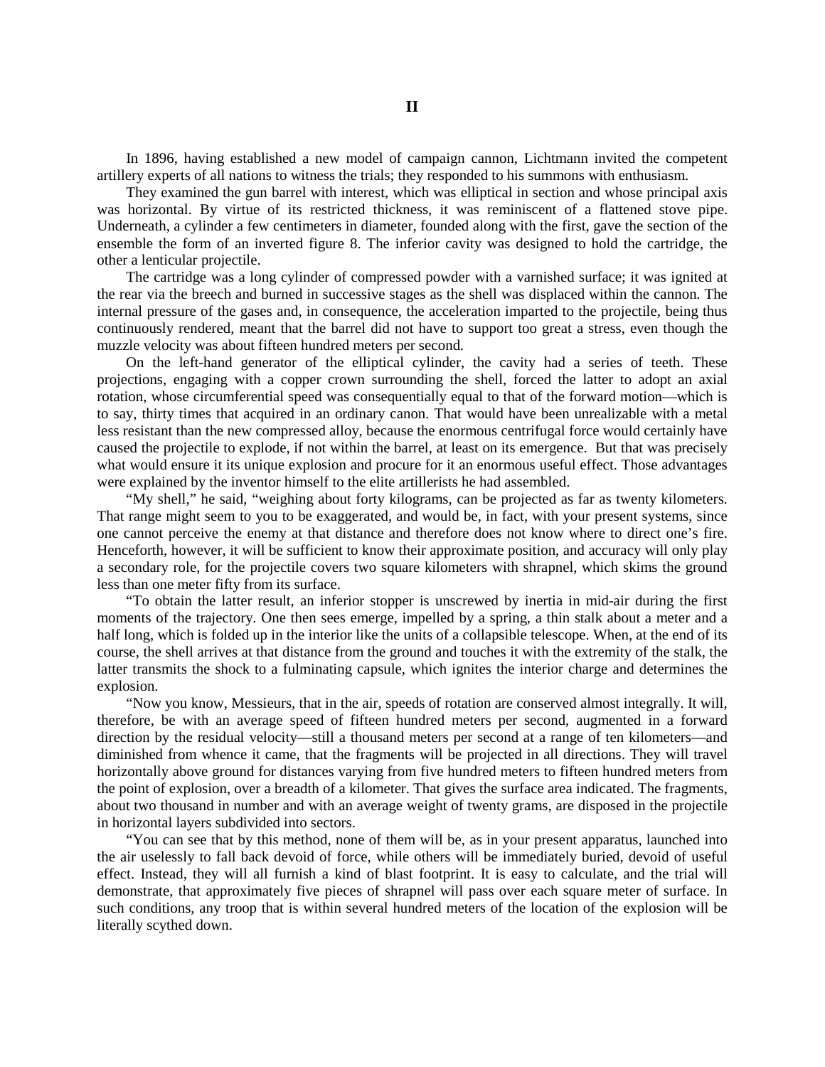## II

In 1896, having established a new model of campaign cannon, Lichtmann invited the competent artillery experts of all nations to witness the trials; they responded to his summons with enthusiasm.

They examined the gun barrel with interest, which was elliptical in section and whose principal axis was horizontal. By virtue of its restricted thickness, it was reminiscent of a flattened stove pipe. Underneath, a cylinder a few centimeters in diameter, founded along with the first, gave the section of the ensemble the form of an inverted figure 8. The inferior cavity was designed to hold the cartridge, the other a lenticular projectile.

The cartridge was a long cylinder of compressed powder with a varnished surface; it was ignited at the rear via the breech and burned in successive stages as the shell was displaced within the cannon. The internal pressure of the gases and, in consequence, the acceleration imparted to the projectile, being thus continuously rendered, meant that the barrel did not have to support too great a stress, even though the muzzle velocity was about fifteen hundred meters per second.

On the left-hand generator of the elliptical cylinder, the cavity had a series of teeth. These projections, engaging with a copper crown surrounding the shell, forced the latter to adopt an axial rotation, whose circumferential speed was consequentially equal to that of the forward motion—which is to say, thirty times that acquired in an ordinary canon. That would have been unrealizable with a metal less resistant than the new compressed alloy, because the enormous centrifugal force would certainly have caused the projectile to explode, if not within the barrel, at least on its emergence. But that was precisely what would ensure it its unique explosion and procure for it an enormous useful effect. Those advantages were explained by the inventor himself to the elite artillerists he had assembled.

"My shell," he said, "weighing about forty kilograms, can be projected as far as twenty kilometers. That range might seem to you to be exaggerated, and would be, in fact, with your present systems, since one cannot perceive the enemy at that distance and therefore does not know where to direct one's fire. Henceforth, however, it will be sufficient to know their approximate position, and accuracy will only play a secondary role, for the projectile covers two square kilometers with shrapnel, which skims the ground less than one meter fifty from its surface.

"To obtain the latter result, an inferior stopper is unscrewed by inertia in mid-air during the first moments of the trajectory. One then sees emerge, impelled by a spring, a thin stalk about a meter and a half long, which is folded up in the interior like the units of a collapsible telescope. When, at the end of its course, the shell arrives at that distance from the ground and touches it with the extremity of the stalk, the latter transmits the shock to a fulminating capsule, which ignites the interior charge and determines the explosion.

"Now you know, Messieurs, that in the air, speeds of rotation are conserved almost integrally. It will, therefore, be with an average speed of fifteen hundred meters per second, augmented in a forward direction by the residual velocity—still a thousand meters per second at a range of ten kilometers—and diminished from whence it came, that the fragments will be projected in all directions. They will travel horizontally above ground for distances varying from five hundred meters to fifteen hundred meters from the point of explosion, over a breadth of a kilometer. That gives the surface area indicated. The fragments, about two thousand in number and with an average weight of twenty grams, are disposed in the projectile in horizontal layers subdivided into sectors.

"You can see that by this method, none of them will be, as in your present apparatus, launched into the air uselessly to fall back devoid of force, while others will be immediately buried, devoid of useful effect. Instead, they will all furnish a kind of blast footprint. It is easy to calculate, and the trial will demonstrate, that approximately five pieces of shrapnel will pass over each square meter of surface. In such conditions, any troop that is within several hundred meters of the location of the explosion will be literally scythed down.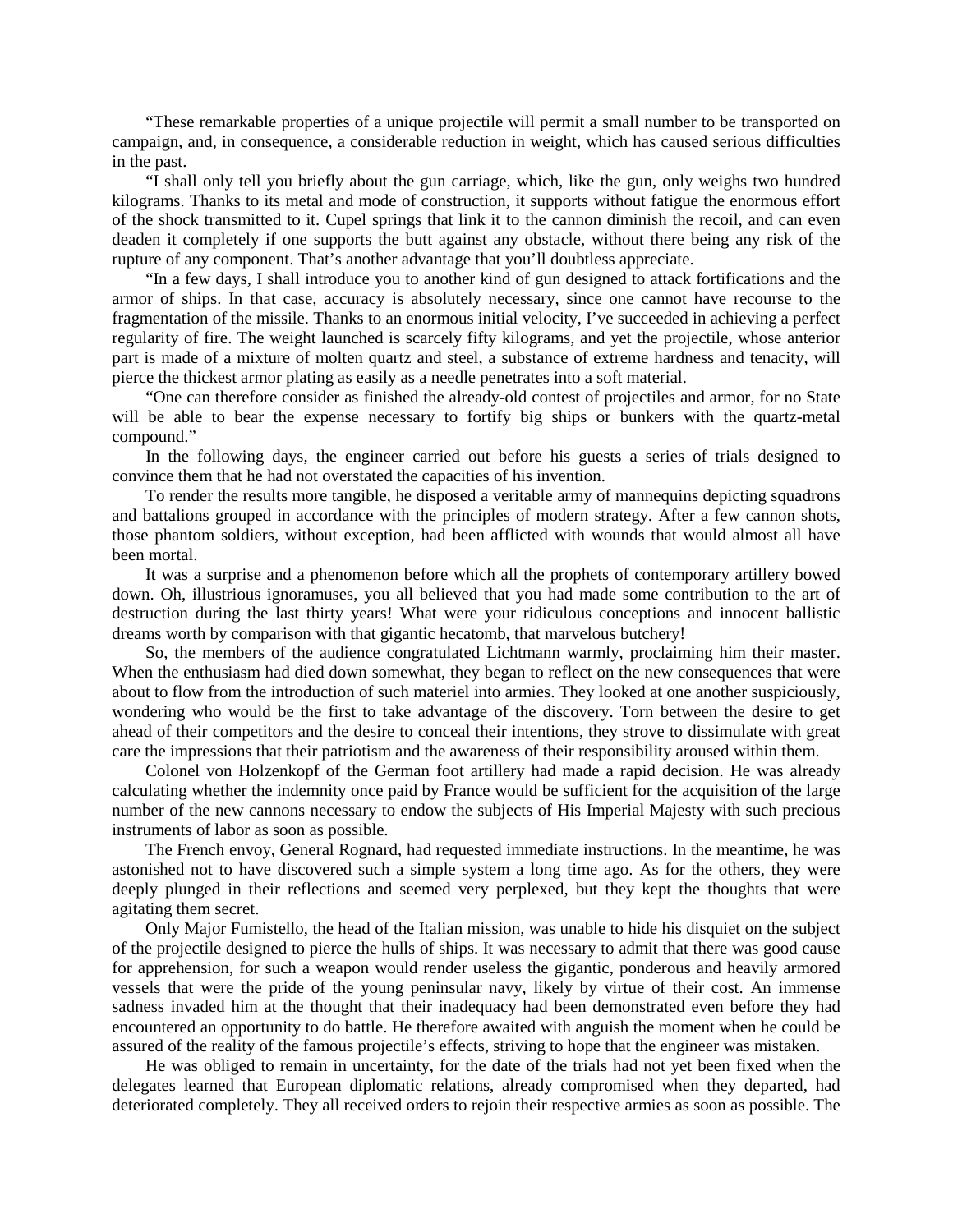"These remarkable properties of a unique projectile will permit a small number to be transported on campaign, and, in consequence, a considerable reduction in weight, which has caused serious difficulties in the past.

"I shall only tell you briefly about the gun carriage, which, like the gun, only weighs two hundred kilograms. Thanks to its metal and mode of construction, it supports without fatigue the enormous effort of the shock transmitted to it. Cupel springs that link it to the cannon diminish the recoil, and can even deaden it completely if one supports the butt against any obstacle, without there being any risk of the rupture of any component. That's another advantage that you'll doubtless appreciate.

"In a few days, I shall introduce you to another kind of gun designed to attack fortifications and the armor of ships. In that case, accuracy is absolutely necessary, since one cannot have recourse to the fragmentation of the missile. Thanks to an enormous initial velocity, I've succeeded in achieving a perfect regularity of fire. The weight launched is scarcely fifty kilograms, and yet the projectile, whose anterior part is made of a mixture of molten quartz and steel, a substance of extreme hardness and tenacity, will pierce the thickest armor plating as easily as a needle penetrates into a soft material.

"One can therefore consider as finished the already-old contest of projectiles and armor, for no State will be able to bear the expense necessary to fortify big ships or bunkers with the quartz-metal compound."

In the following days, the engineer carried out before his guests a series of trials designed to convince them that he had not overstated the capacities of his invention.

To render the results more tangible, he disposed a veritable army of mannequins depicting squadrons and battalions grouped in accordance with the principles of modern strategy. After a few cannon shots, those phantom soldiers, without exception, had been afflicted with wounds that would almost all have been mortal.

It was a surprise and a phenomenon before which all the prophets of contemporary artillery bowed down. Oh, illustrious ignoramuses, you all believed that you had made some contribution to the art of destruction during the last thirty years! What were your ridiculous conceptions and innocent ballistic dreams worth by comparison with that gigantic hecatomb, that marvelous butchery!

So, the members of the audience congratulated Lichtmann warmly, proclaiming him their master. When the enthusiasm had died down somewhat, they began to reflect on the new consequences that were about to flow from the introduction of such materiel into armies. They looked at one another suspiciously, wondering who would be the first to take advantage of the discovery. Torn between the desire to get ahead of their competitors and the desire to conceal their intentions, they strove to dissimulate with great care the impressions that their patriotism and the awareness of their responsibility aroused within them.

Colonel von Holzenkopf of the German foot artillery had made a rapid decision. He was already calculating whether the indemnity once paid by France would be sufficient for the acquisition of the large number of the new cannons necessary to endow the subjects of His Imperial Majesty with such precious instruments of labor as soon as possible.

The French envoy, General Rognard, had requested immediate instructions. In the meantime, he was astonished not to have discovered such a simple system a long time ago. As for the others, they were deeply plunged in their reflections and seemed very perplexed, but they kept the thoughts that were agitating them secret.

Only Major Fumistello, the head of the Italian mission, was unable to hide his disquiet on the subject of the projectile designed to pierce the hulls of ships. It was necessary to admit that there was good cause for apprehension, for such a weapon would render useless the gigantic, ponderous and heavily armored vessels that were the pride of the young peninsular navy, likely by virtue of their cost. An immense sadness invaded him at the thought that their inadequacy had been demonstrated even before they had encountered an opportunity to do battle. He therefore awaited with anguish the moment when he could be assured of the reality of the famous projectile's effects, striving to hope that the engineer was mistaken.

He was obliged to remain in uncertainty, for the date of the trials had not yet been fixed when the delegates learned that European diplomatic relations, already compromised when they departed, had deteriorated completely. They all received orders to rejoin their respective armies as soon as possible. The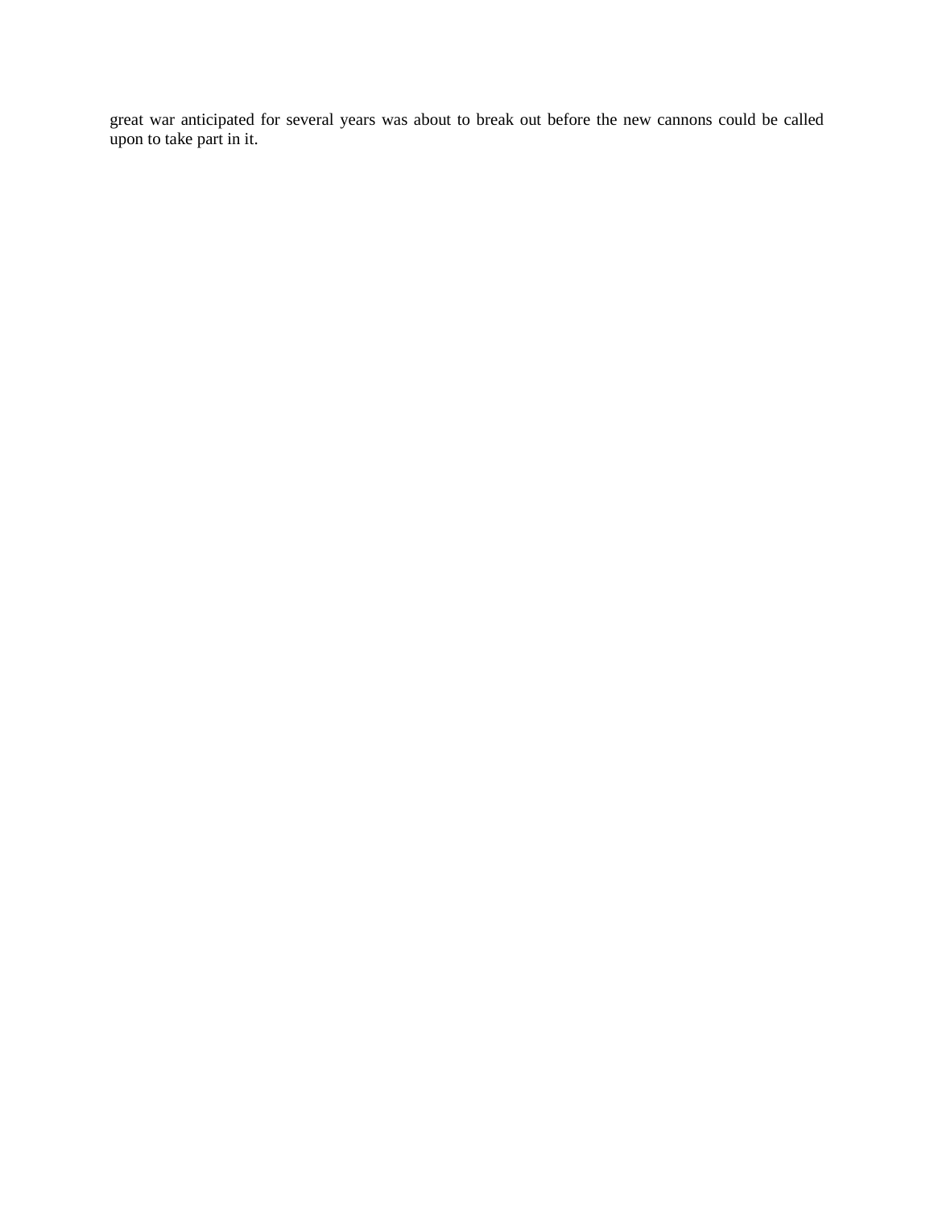great war anticipated for several years was about to break out before the new cannons could be called upon to take part in it.